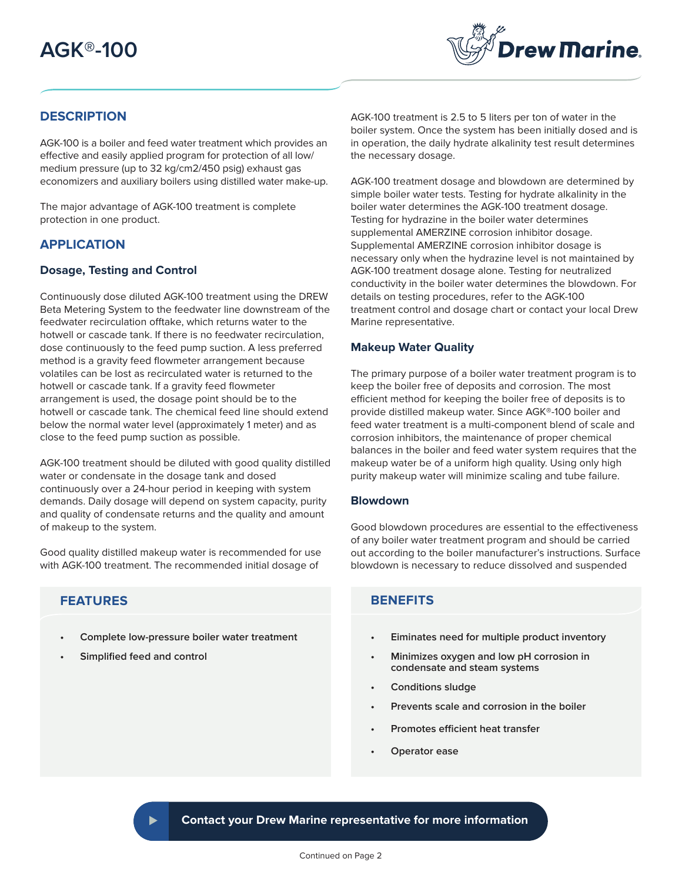# AGK®-100

## DESCRIPTION

AGK-100 is a boiler and feed water treatment which provides an effective and easily applied program for protection of all low/ medium pressure (up to 32 kg/cm2/450 psig) exhaust gas economizers and auxiliary boilers using distilled water make-up.

The major advantage of AGK-100 treatment is complete protection in one product.

## APPLICATION

### Dosage, Testing and Control

Continuously dose diluted AGK-100 treatment using the DREW Beta Metering System to the feedwater line downstream of the feedwater recirculation offtake, which returns water to the hotwell or cascade tank. If there is no feedwater recirculation, dose continuously to the feed pump suction. A less preferred method is a gravity feed flowmeter arrangement because volatiles can be lost as recirculated water is returned to the hotwell or cascade tank. If a gravity feed flowmeter arrangement is used, the dosage point should be to the hotwell or cascade tank. The chemical feed line should extend below the normal water level (approximately 1 meter) and as close to the feed pump suction as possible.

AGK-100 treatment should be diluted with good quality distilled water or condensate in the dosage tank and dosed continuously over a 24-hour period in keeping with system demands. Daily dosage will depend on system capacity, purity and quality of condensate returns and the quality and amount of makeup to the system.

Good quality distilled makeup water is recommended for use with AGK-100 treatment. The recommended initial dosage of AGK-100 treatment is 2.5 to 5 liters per ton of water in the boiler system. Once the system has been initially dosed and is in operation, the daily hydrate alkalinity test result determines the necessary dosage.

AGK-100 treatment dosage and blowdown are determined by simple boiler water tests. Testing for hydrate alkalinity in the boiler water determines the AGK-100 treatment dosage. Testing for hydrazine in the boiler water determines supplemental AMERZINE corrosion inhibitor dosage. Supplemental AMERZINE corrosion inhibitor dosage is necessary only when the hydrazine level is not maintained by AGK-100 treatment dosage alone. Testing for neutralized conductivity in the boiler water determines the blowdown. For details on testing procedures, refer to the AGK-100 treatment control and dosage chart or contact your local Drew Marine representative.

### Makeup Water Quality

The primary purpose of a boiler water treatment program is to keep the boiler free of deposits and corrosion. The most efficient method for keeping the boiler free of deposits is to provide distilled makeup water. Since AGK®-100 boiler and feed water treatment is a multi-component blend of scale and corrosion inhibitors, the maintenance of proper chemical balances in the boiler and feed water system requires that the makeup water be of a uniform high quality. Using only high purity makeup water will minimize scaling and tube failure.

### Blowdown

Good blowdown procedures are essential to the effectiveness of any boiler water treatment program and should be carried out according to the boiler manufacturer's instructions. Surface blowdown is necessary to reduce dissolved and suspended

## FEATURES

- Complete low-pressure boiler water treatment
- Simplified feed and control

## BENEFITS

- Eiminates need for multiple product inventory
- Minimizes oxygen and low pH corrosion in condensate and steam systems
- Conditions sludge
- Prevents scale and corrosion in the boiler
- Promotes efficient heat transfer
- Operator ease

**Contact your Drew Marine representative for more information**

Continued on Page 2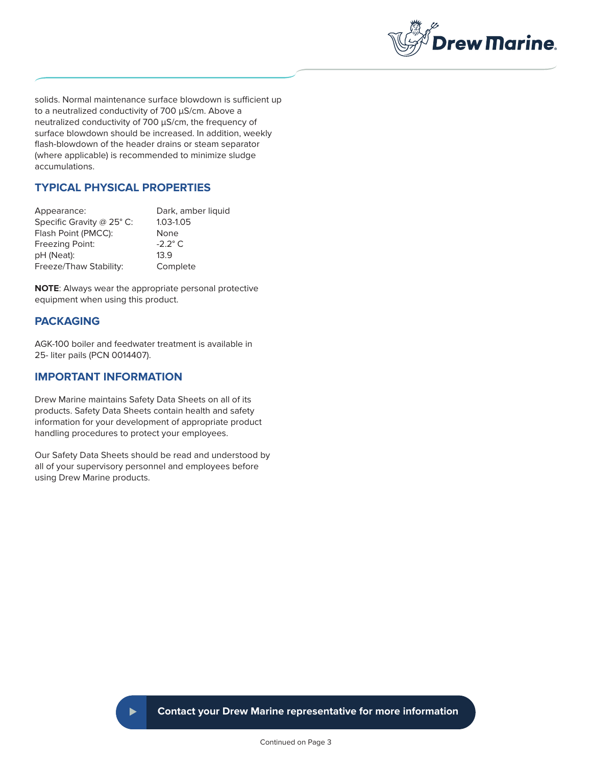solids. Normal maintenance surface blowdown is sufficient up to a neutralized conductivity of 700 µS/cm. Above a neutralized conductivity of 700 µS/cm, the frequency of surface blowdown should be increased. In addition, weekly flash-blowdown of the header drains or steam separator (where applicable) is recommended to minimize sludge accumulations.

## TYPICAL PHYSICAL PROPERTIES

| | |
|---|---|
| Appearance: | Dark, amber liquid |
| Specific Gravity @ 25° C: | 1.03-1.05 |
| Flash Point (PMCC): | None |
| Freezing Point: | -2.2° C |
| pH (Neat): | 13.9 |
| Freeze/Thaw Stability: | Complete |

**NOTE**: Always wear the appropriate personal protective equipment when using this product.

## PACKAGING

AGK-100 boiler and feedwater treatment is available in 25- liter pails (PCN 0014407).

## IMPORTANT INFORMATION

Drew Marine maintains Safety Data Sheets on all of its products. Safety Data Sheets contain health and safety information for your development of appropriate product handling procedures to protect your employees.

Our Safety Data Sheets should be read and understood by all of your supervisory personnel and employees before using Drew Marine products.

**Contact your Drew Marine representative for more information**

Continued on Page 3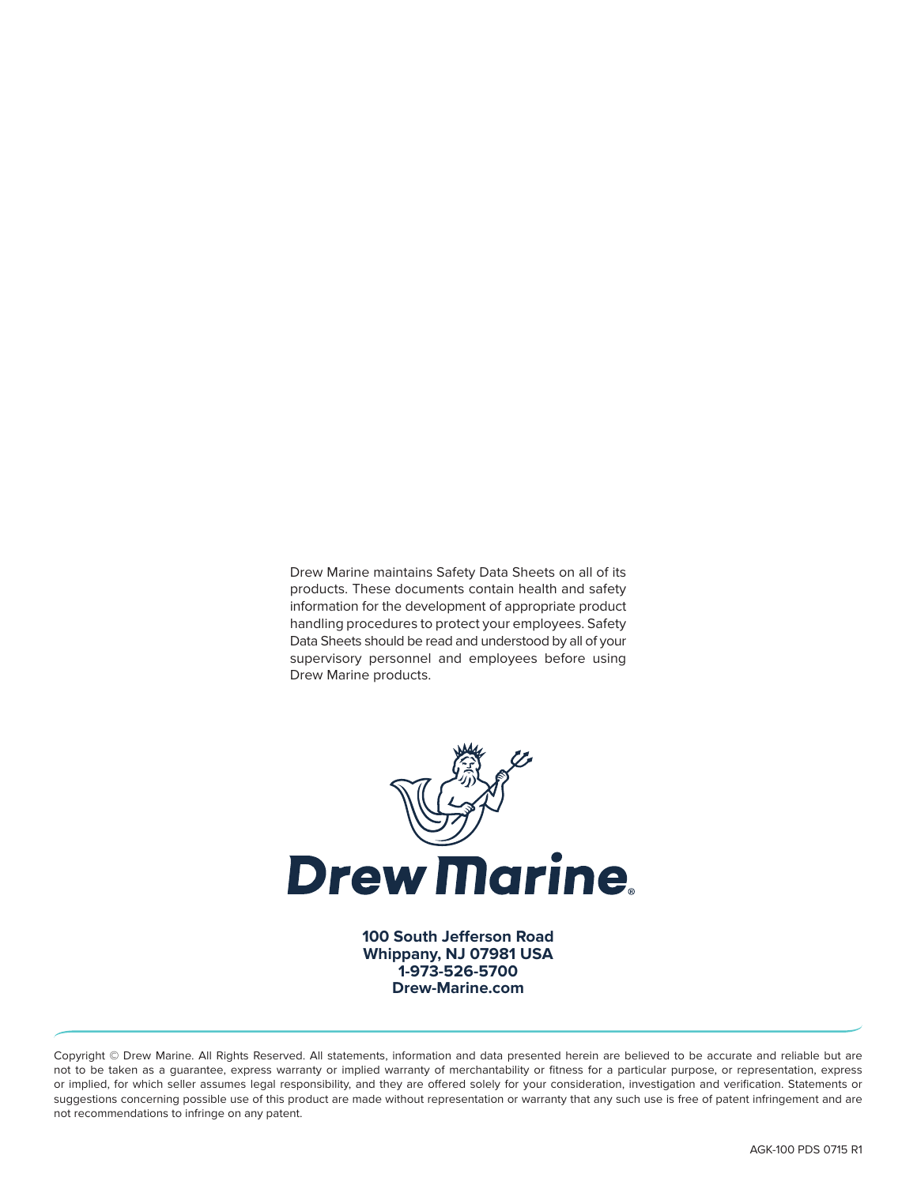Drew Marine maintains Safety Data Sheets on all of its products. These documents contain health and safety information for the development of appropriate product handling procedures to protect your employees. Safety Data Sheets should be read and understood by all of your supervisory personnel and employees before using Drew Marine products.

**Drew Marine**

**100 South Jefferson Road**
**Whippany, NJ 07981 USA**
**1-973-526-5700**
**Drew-Marine.com**

Copyright © Drew Marine. All Rights Reserved. All statements, information and data presented herein are believed to be accurate and reliable but are not to be taken as a guarantee, express warranty or implied warranty of merchantability or fitness for a particular purpose, or representation, express or implied, for which seller assumes legal responsibility, and they are offered solely for your consideration, investigation and verification. Statements or suggestions concerning possible use of this product are made without representation or warranty that any such use is free of patent infringement and are not recommendations to infringe on any patent.

AGK-100 PDS 0715 R1